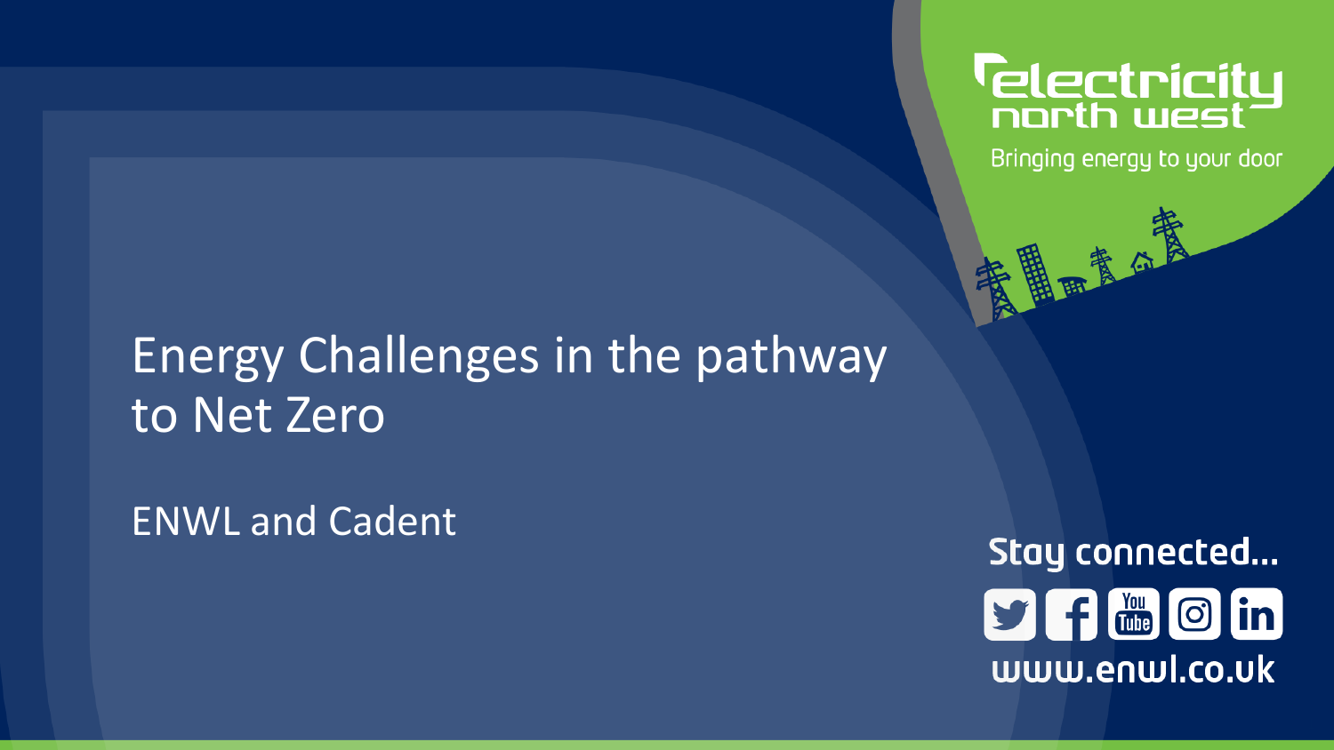# Energy Challenges in the pathway to Net Zero

ENWL and Cadent

electricity north west

Bringing energy to your door

Stay connected...

www.enwl.co.uk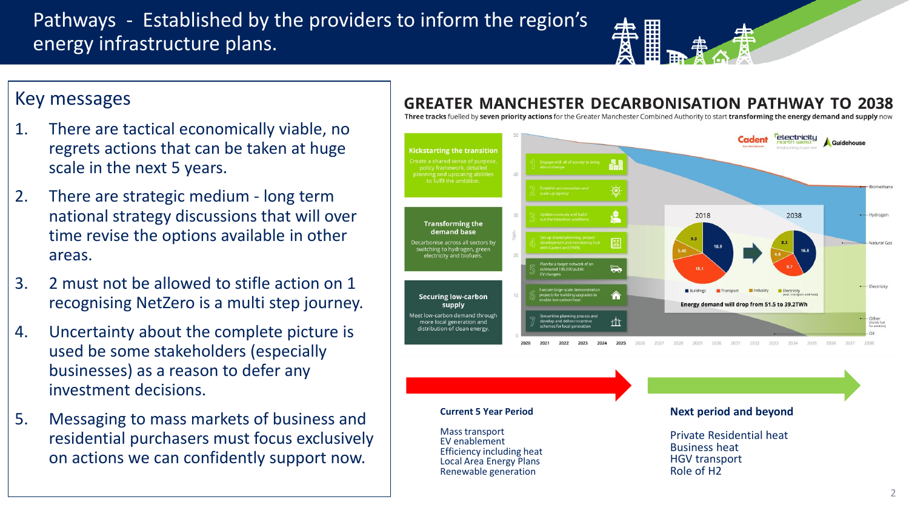# Pathways - Established by the providers to inform the region's energy infrastructure plans.

## Key messages

1. There are tactical economically viable, no regrets actions that can be taken at huge scale in the next 5 years.
2. There are strategic medium - long term national strategy discussions that will over time revise the options available in other areas.
3. 2 must not be allowed to stifle action on 1 recognising NetZero is a multi step journey.
4. Uncertainty about the complete picture is used be some stakeholders (especially businesses) as a reason to defer any investment decisions.
5. Messaging to mass markets of business and residential purchasers must focus exclusively on actions we can confidently support now.

## GREATER MANCHESTER DECARBONISATION PATHWAY TO 2038

Three tracks fuelled by **seven priority actions** for the Greater Manchester Combined Authority to start **transforming the energy demand and supply** now

Cadent | Electricity North West | Guidehouse

**Kickstarting the transition**

Create a shared sense of purpose, policy framework, detailed planning and upscaling abilities to fulfil the ambition.

1. Engage with all of society to bring about change
2. Establish an innovation and scale-up agency

**Transforming the demand base**

Decarbonise across all sectors by switching to hydrogen, green electricity and biofuels.

3. Update curricula and build out the transition workforce
4. Set up shared planning, project development and monitoring hub with Cadent and ENWL
5. Plan for a target network of an estimated 100,000 public EV chargers

**Securing low-carbon supply**

Meet low-carbon demand through more local generation and distribution of clean energy.

6. Execute large-scale demonstration projects for building upgrades to enable low carbon heat
7. Streamline planning process and develop and deliver incentive schemes for local generation

Chart (TWh, 2020–2038): Biomethane, Hydrogen, Natural Gas, Electricity, Other, Oil

| | Buildings | Transport | Industry | Electricity |
|---|---|---|---|---|
| 2018 | 18.9 | 18.1 | 5.45 | 9.3 |
| 2038 | 16.8 | 9.7 | 4.4 | 8.3 |

**Energy demand will drop from 51.5 to 39.2TWh**

**Current 5 Year Period**

- Mass transport
- EV enablement
- Efficiency including heat
- Local Area Energy Plans
- Renewable generation

**Next period and beyond**

- Private Residential heat
- Business heat
- HGV transport
- Role of H2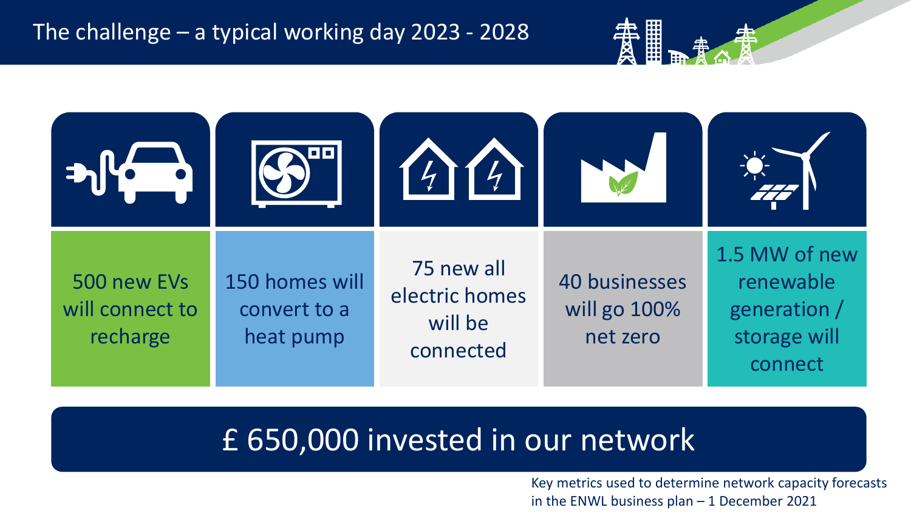# The challenge – a typical working day 2023 - 2028

- 500 new EVs will connect to recharge
- 150 homes will convert to a heat pump
- 75 new all electric homes will be connected
- 40 businesses will go 100% net zero
- 1.5 MW of new renewable generation / storage will connect

## £ 650,000 invested in our network

Key metrics used to determine network capacity forecasts in the ENWL business plan – 1 December 2021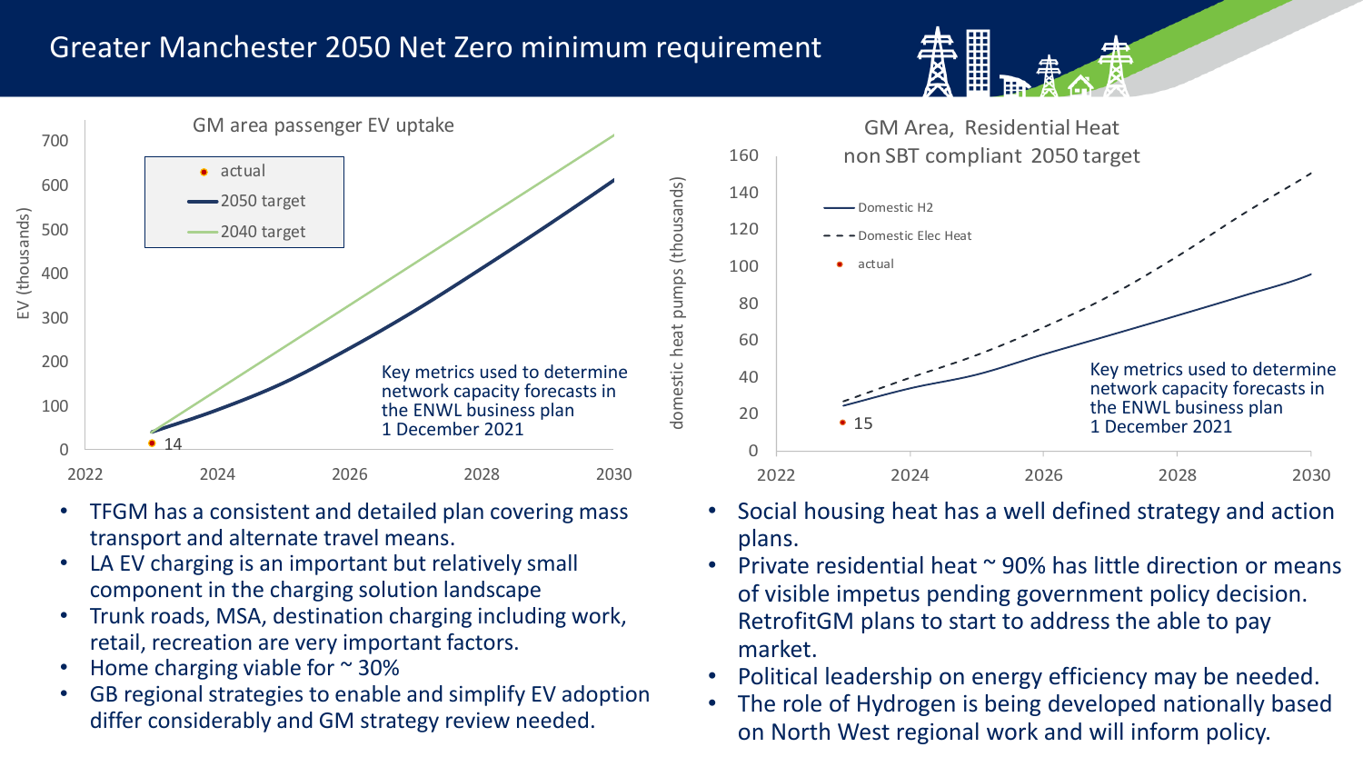# Greater Manchester 2050 Net Zero minimum requirement

**GM area passenger EV uptake**

- actual
- 2050 target
- 2040 target

EV (thousands)

14

Key metrics used to determine network capacity forecasts in the ENWL business plan 1 December 2021

- TFGM has a consistent and detailed plan covering mass transport and alternate travel means.
- LA EV charging is an important but relatively small component in the charging solution landscape
- Trunk roads, MSA, destination charging including work, retail, recreation are very important factors.
- Home charging viable for ~ 30%
- GB regional strategies to enable and simplify EV adoption differ considerably and GM strategy review needed.

**GM Area, Residential Heat non SBT compliant 2050 target**

- Domestic H2
- Domestic Elec Heat
- actual

domestic heat pumps (thousands)

15

Key metrics used to determine network capacity forecasts in the ENWL business plan 1 December 2021

- Social housing heat has a well defined strategy and action plans.
- Private residential heat ~ 90% has little direction or means of visible impetus pending government policy decision. RetrofitGM plans to start to address the able to pay market.
- Political leadership on energy efficiency may be needed.
- The role of Hydrogen is being developed nationally based on North West regional work and will inform policy.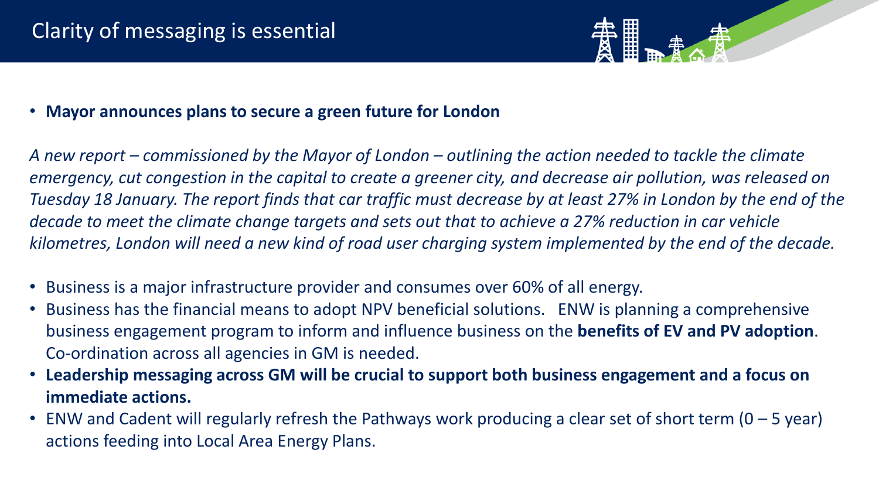# Clarity of messaging is essential

- **Mayor announces plans to secure a green future for London**

*A new report – commissioned by the Mayor of London – outlining the action needed to tackle the climate emergency, cut congestion in the capital to create a greener city, and decrease air pollution, was released on Tuesday 18 January. The report finds that car traffic must decrease by at least 27% in London by the end of the decade to meet the climate change targets and sets out that to achieve a 27% reduction in car vehicle kilometres, London will need a new kind of road user charging system implemented by the end of the decade.*

- Business is a major infrastructure provider and consumes over 60% of all energy.
- Business has the financial means to adopt NPV beneficial solutions. ENW is planning a comprehensive business engagement program to inform and influence business on the **benefits of EV and PV adoption**. Co-ordination across all agencies in GM is needed.
- **Leadership messaging across GM will be crucial to support both business engagement and a focus on immediate actions.**
- ENW and Cadent will regularly refresh the Pathways work producing a clear set of short term (0 – 5 year) actions feeding into Local Area Energy Plans.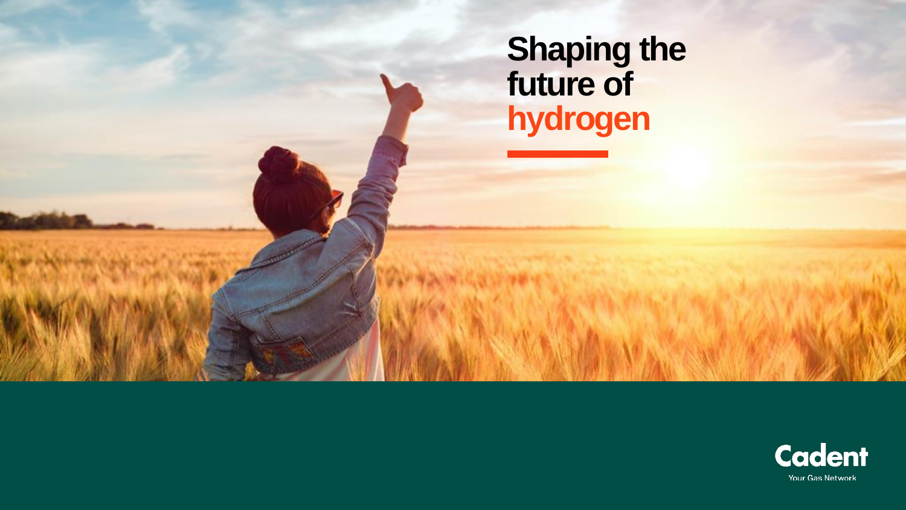# Shaping the future of hydrogen

Cadent

Your Gas Network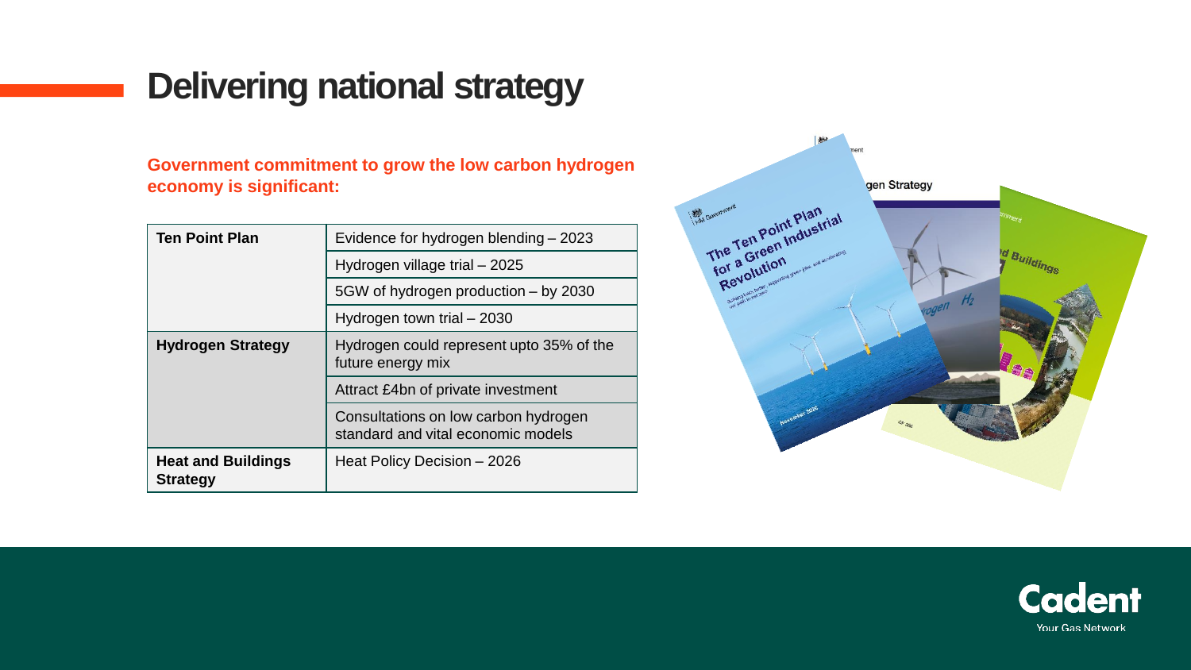# Delivering national strategy

**Government commitment to grow the low carbon hydrogen economy is significant:**

| | |
|---|---|
| **Ten Point Plan** | Evidence for hydrogen blending – 2023 |
| | Hydrogen village trial – 2025 |
| | 5GW of hydrogen production – by 2030 |
| | Hydrogen town trial – 2030 |
| **Hydrogen Strategy** | Hydrogen could represent upto 35% of the future energy mix |
| | Attract £4bn of private investment |
| | Consultations on low carbon hydrogen standard and vital economic models |
| **Heat and Buildings Strategy** | Heat Policy Decision – 2026 |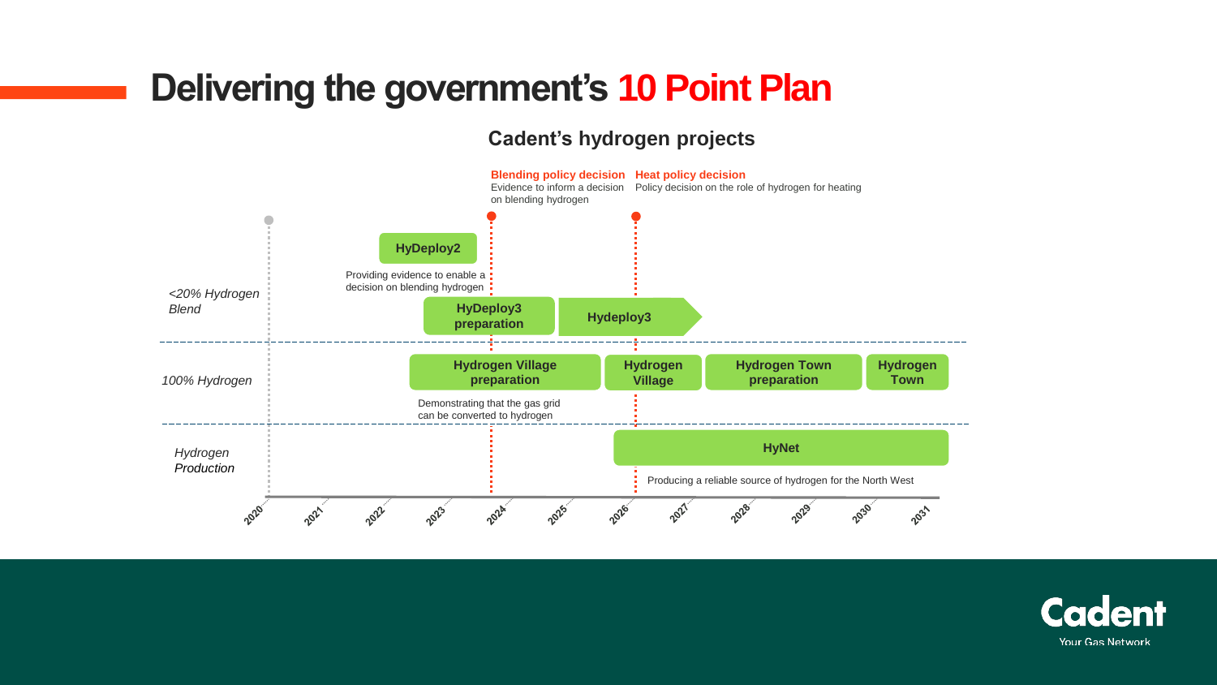# Delivering the government's 10 Point Plan

## Cadent's hydrogen projects

**Blending policy decision**
Evidence to inform a decision on blending hydrogen

**Heat policy decision**
Policy decision on the role of hydrogen for heating

*<20% Hydrogen Blend*

HyDeploy2

Providing evidence to enable a decision on blending hydrogen

HyDeploy3 preparation

Hydeploy3

*100% Hydrogen*

Hydrogen Village preparation

Hydrogen Village

Hydrogen Town preparation

Hydrogen Town

Demonstrating that the gas grid can be converted to hydrogen

*Hydrogen Production*

HyNet

Producing a reliable source of hydrogen for the North West

2020, 2021, 2022, 2023, 2024, 2025, 2026, 2027, 2028, 2029, 2030, 2031

Cadent
Your Gas Network